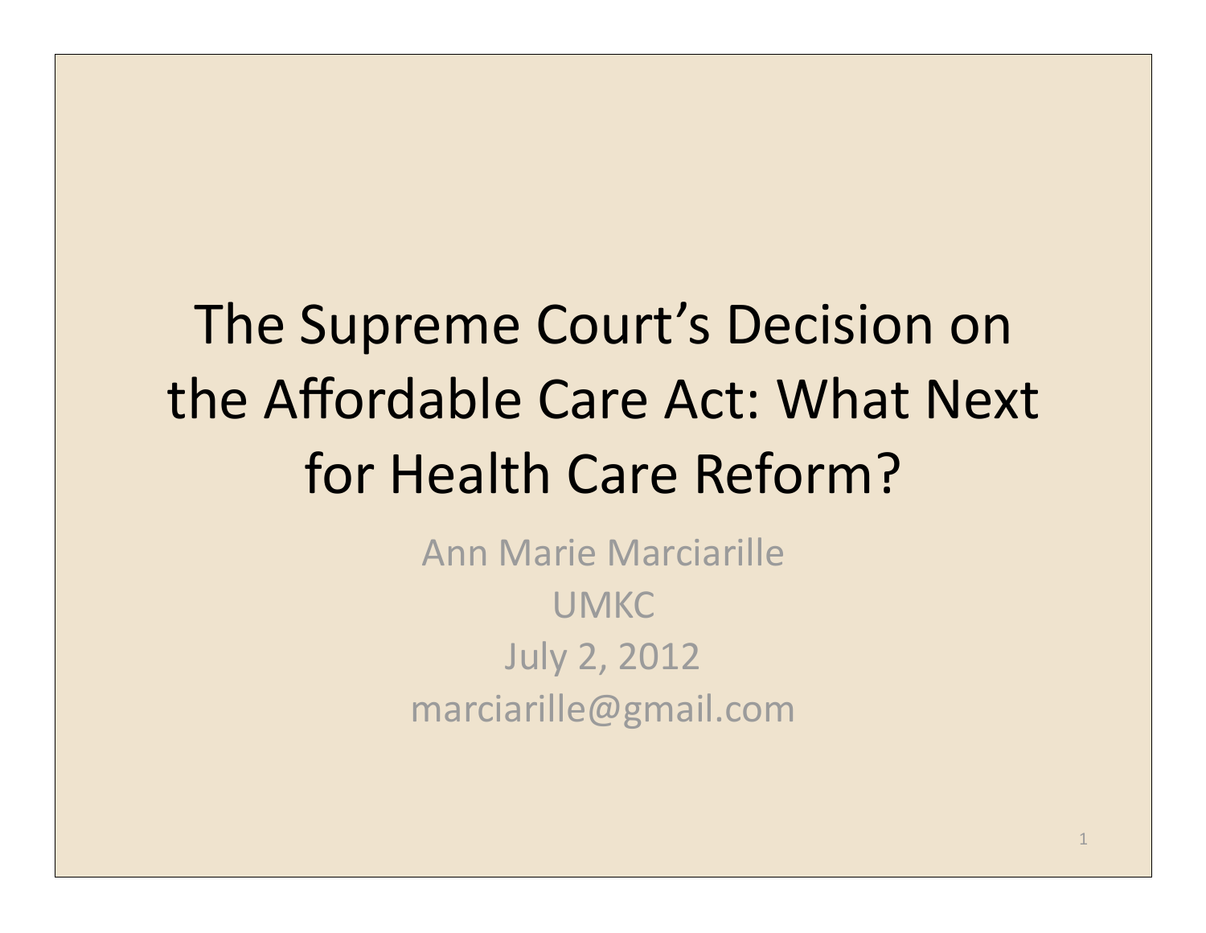# The Supreme Court's Decision on the Affordable Care Act: What Next for Health Care Reform?

Ann Marie Marciarille

UMKC

July 2, 2012

marciarille@gmail.com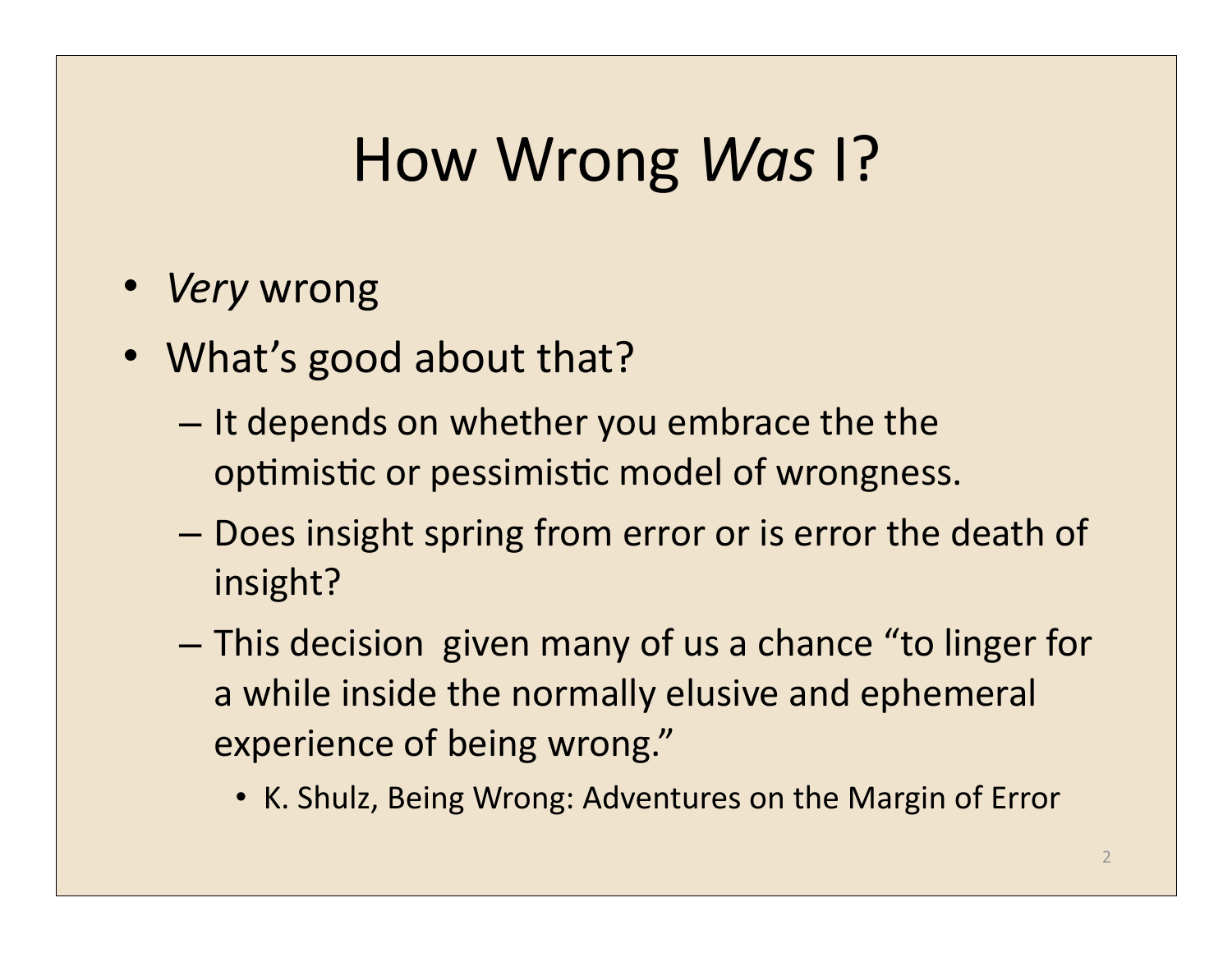# How Wrong *Was* I?

- *Very* wrong
- What's good about that?
  - It depends on whether you embrace the the optimistic or pessimistic model of wrongness.
  - Does insight spring from error or is error the death of insight?
  - This decision  given many of us a chance "to linger for a while inside the normally elusive and ephemeral experience of being wrong."
    - K. Shulz, Being Wrong: Adventures on the Margin of Error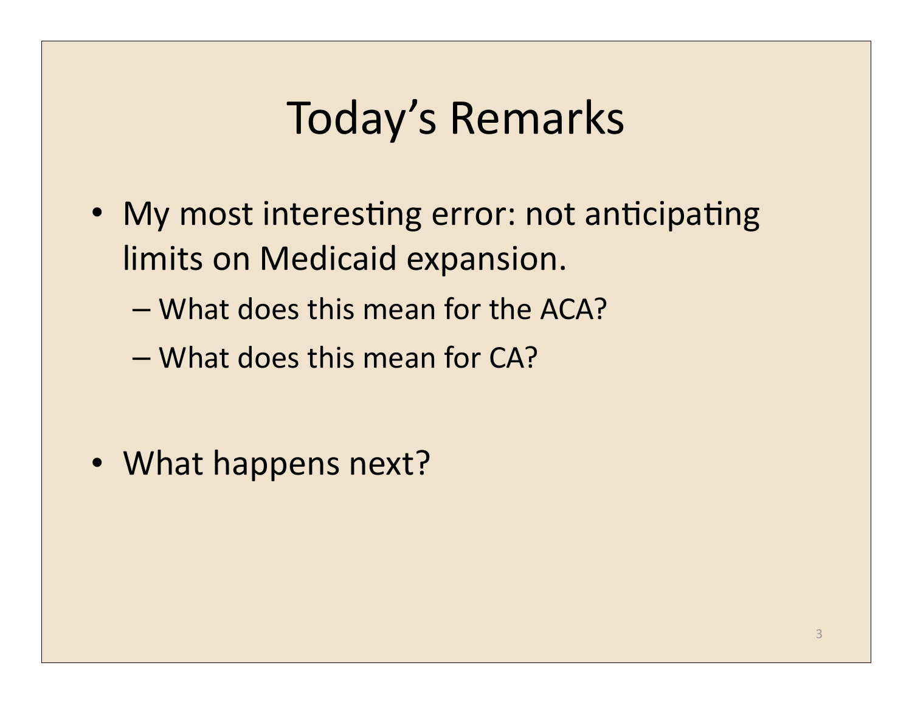# Today's Remarks

- My most interesting error: not anticipating limits on Medicaid expansion.
  - What does this mean for the ACA?
  - What does this mean for CA?
- What happens next?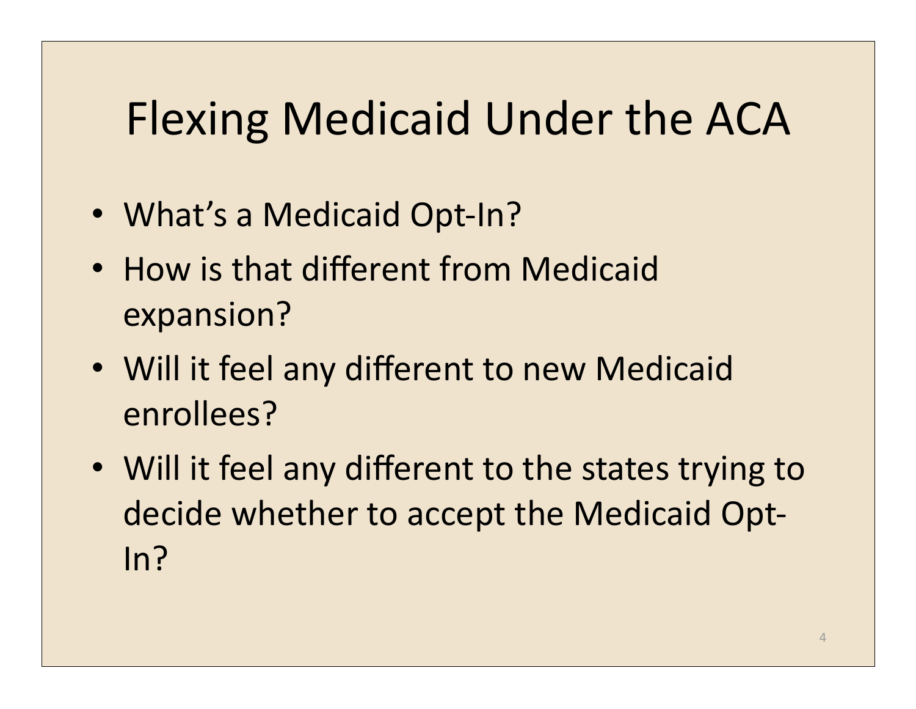# Flexing Medicaid Under the ACA

- What's a Medicaid Opt-In?
- How is that different from Medicaid expansion?
- Will it feel any different to new Medicaid enrollees?
- Will it feel any different to the states trying to decide whether to accept the Medicaid Opt-In?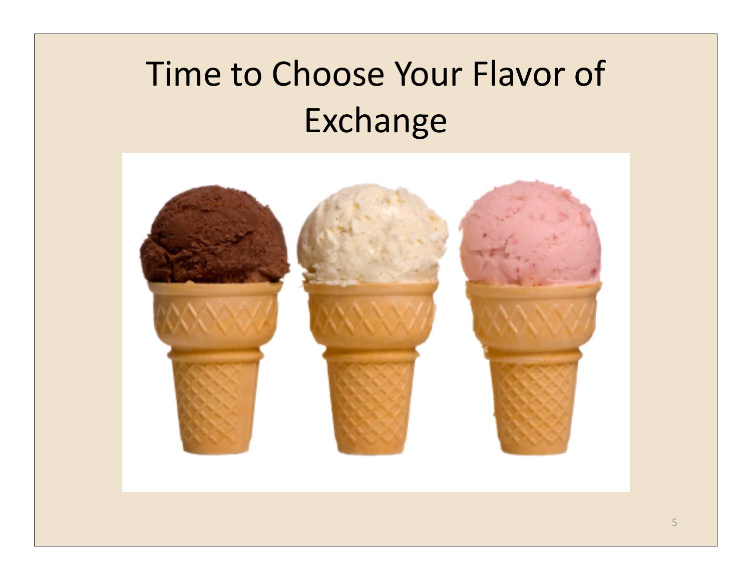# Time to Choose Your Flavor of Exchange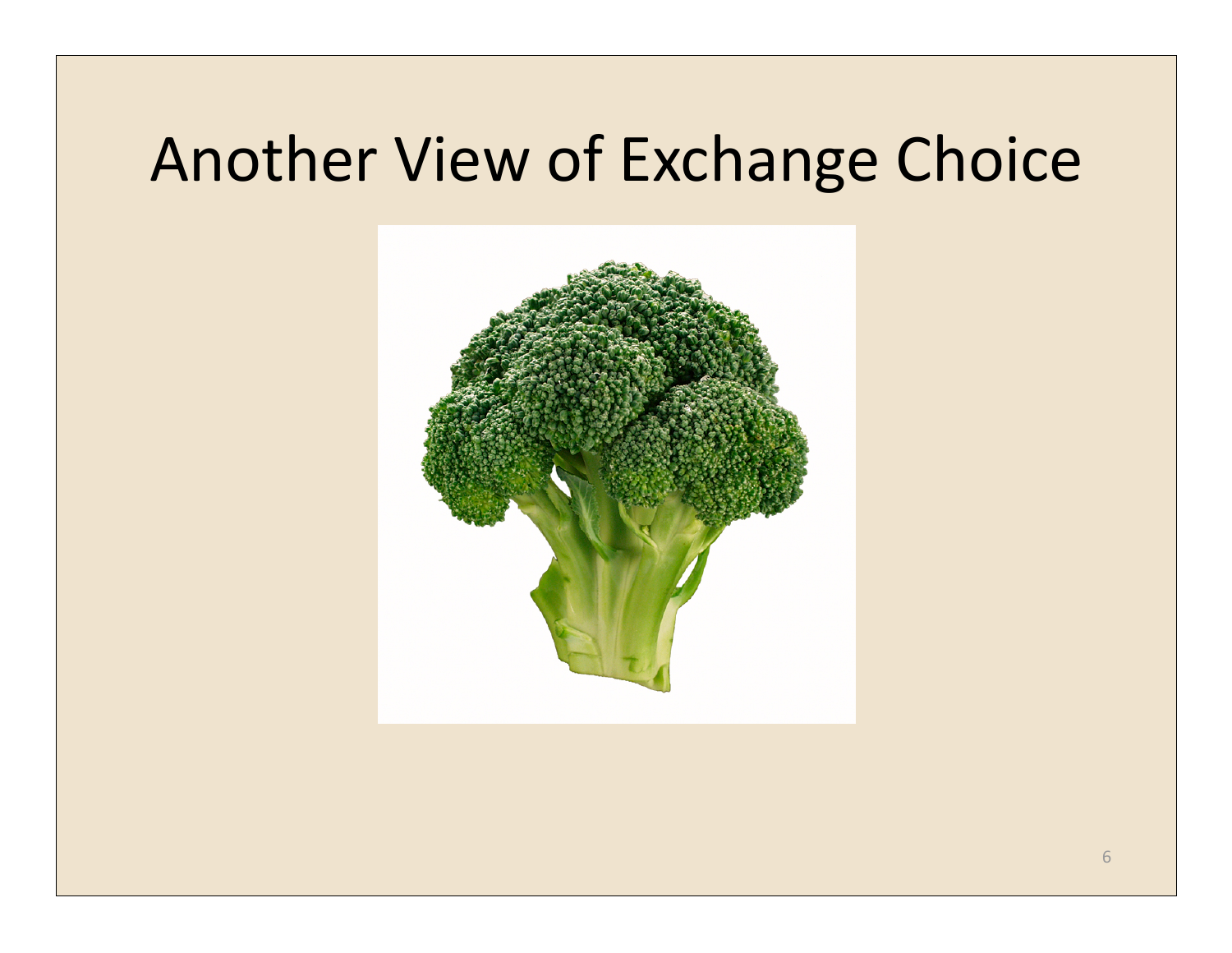# Another View of Exchange Choice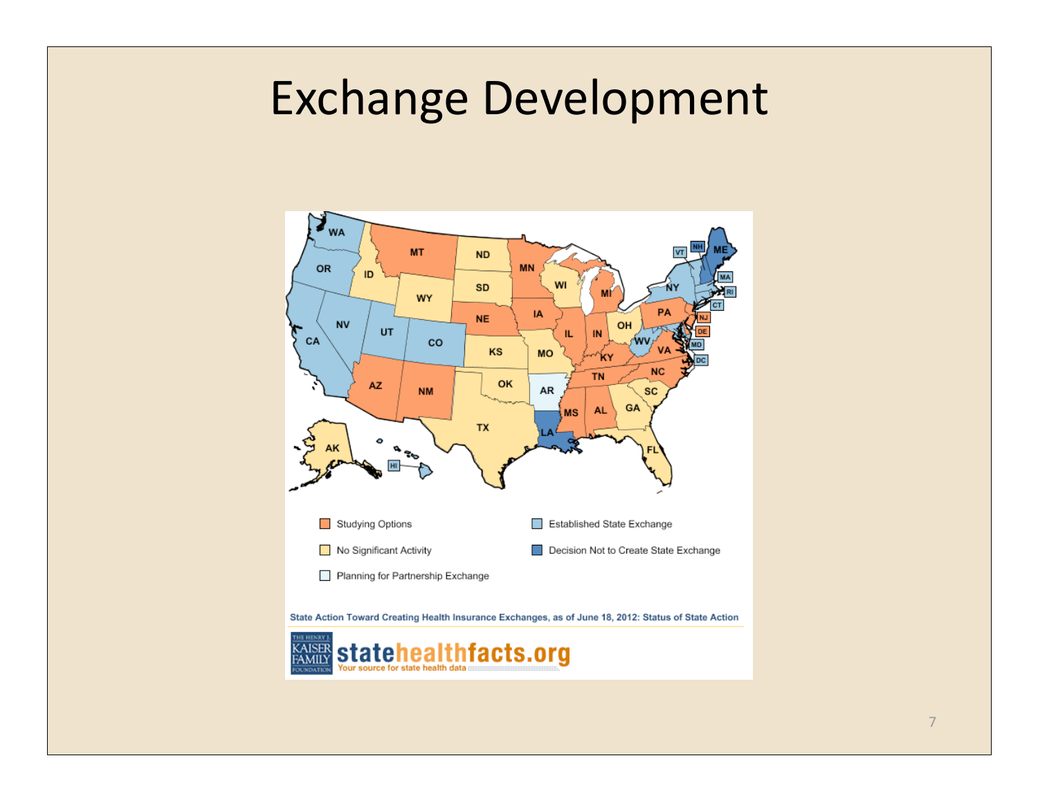# Exchange Development

- Studying Options
- No Significant Activity
- Planning for Partnership Exchange
- Established State Exchange
- Decision Not to Create State Exchange

State Action Toward Creating Health Insurance Exchanges, as of June 18, 2012: Status of State Action

THE HENRY J. KAISER FAMILY FOUNDATION statehealthfacts.org Your source for state health data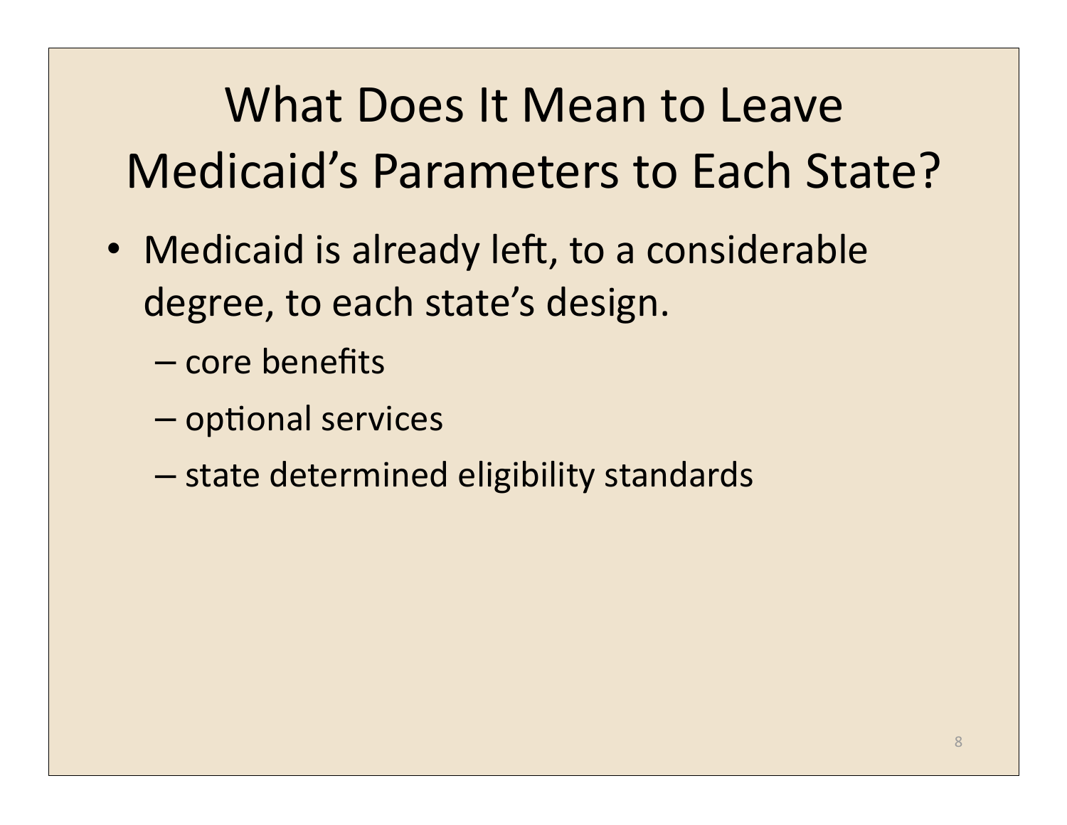# What Does It Mean to Leave Medicaid's Parameters to Each State?

- Medicaid is already left, to a considerable degree, to each state's design.
  - core benefits
  - optional services
  - state determined eligibility standards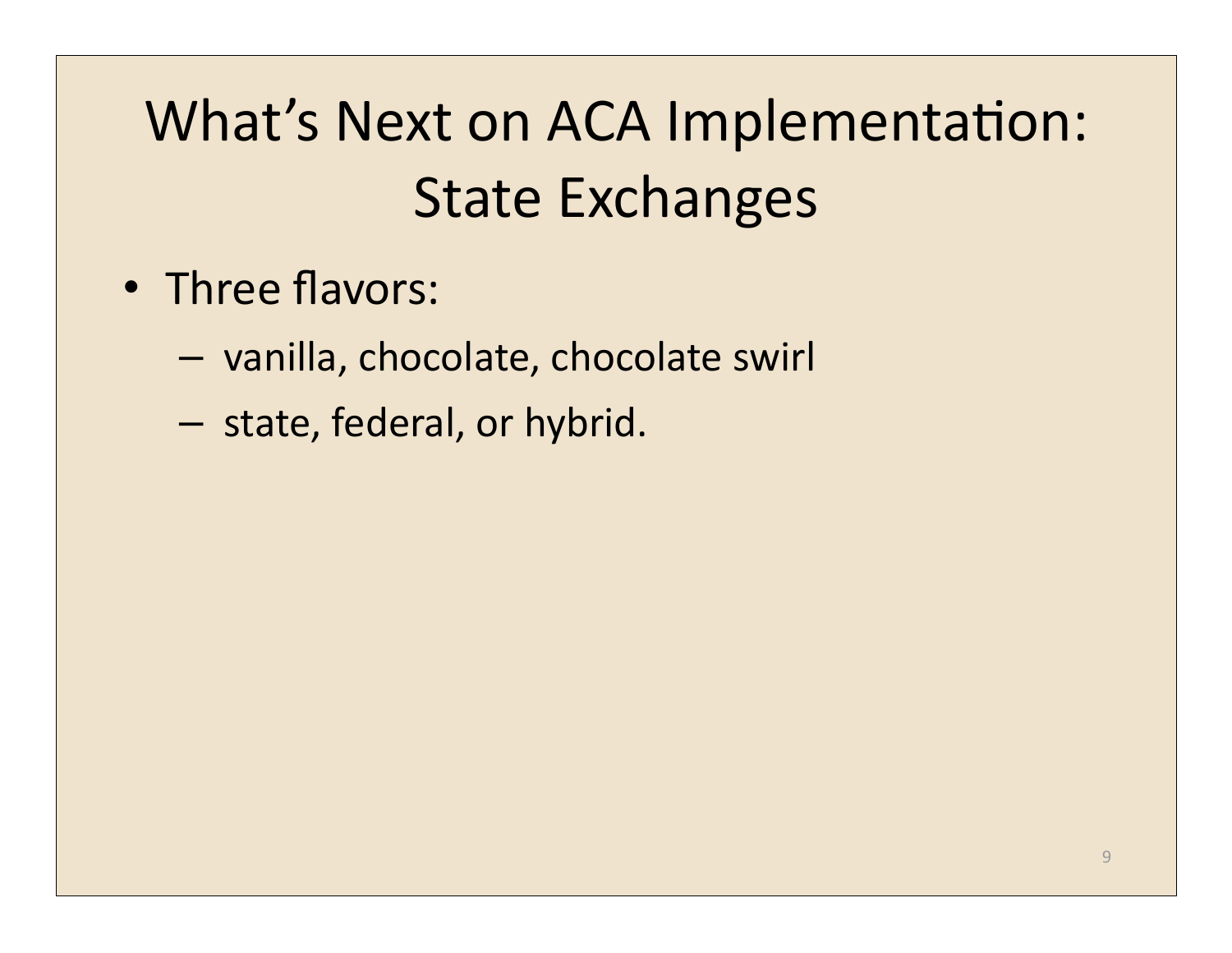# What's Next on ACA Implementation: State Exchanges

- Three flavors:
  - vanilla, chocolate, chocolate swirl
  - state, federal, or hybrid.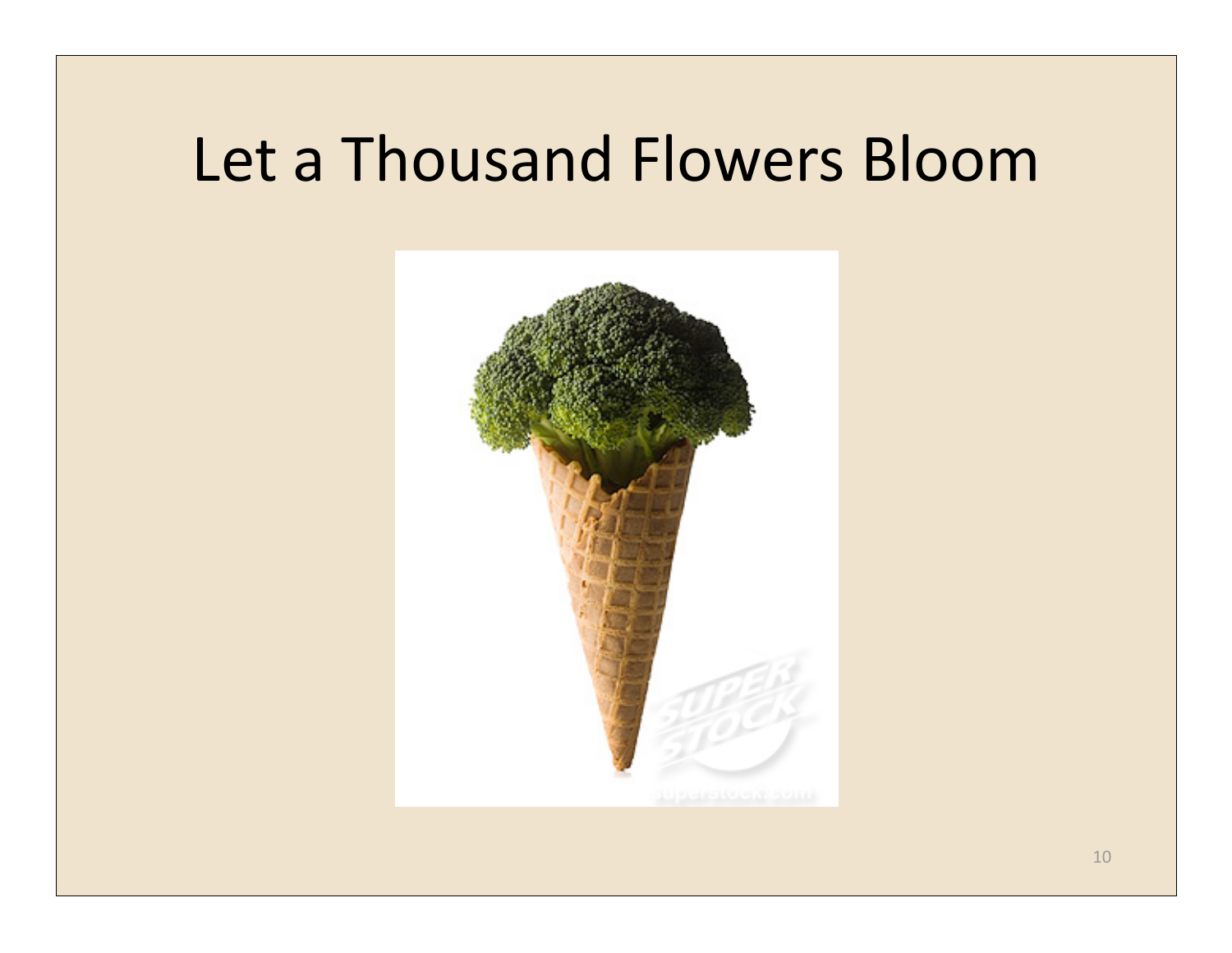# Let a Thousand Flowers Bloom